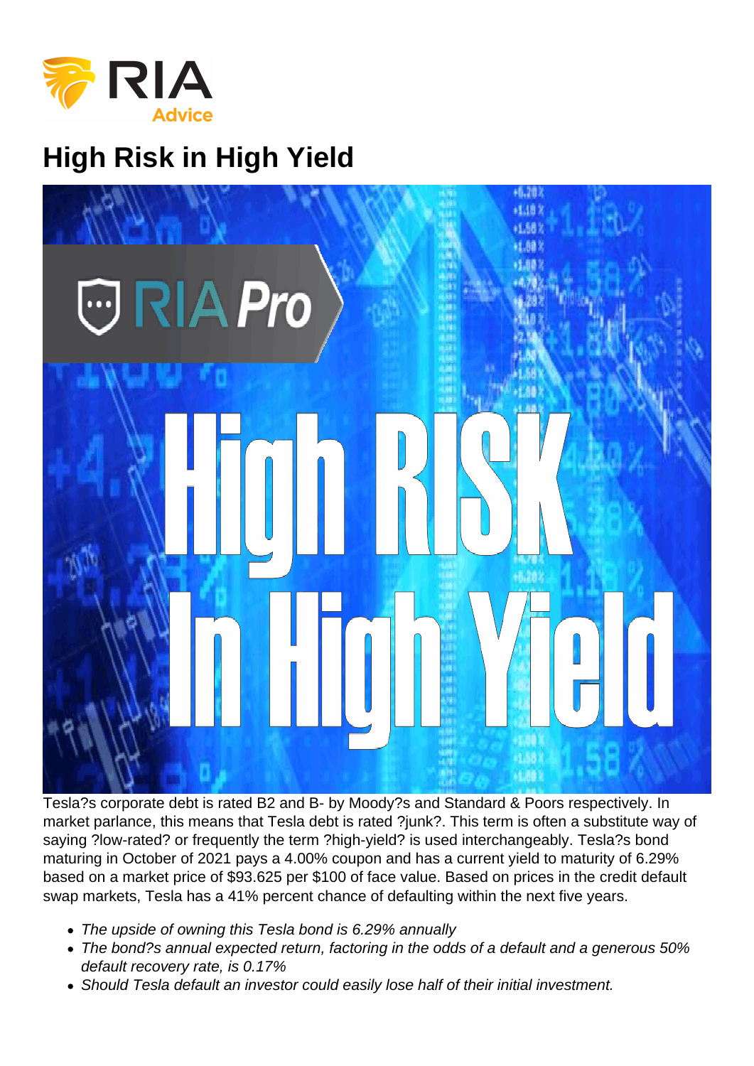# High Risk in High Yield

Tesla?s corporate debt is rated B2 and B- by Moody?s and Standard & Poors respectively. In market parlance, this means that Tesla debt is rated ?junk?. This term is often a substitute way of saying ?low-rated? or frequently the term ?high-yield? is used interchangeably. Tesla?s bond maturing in October of 2021 pays a 4.00% coupon and has a current yield to maturity of 6.29% based on a market price of $93.625 per $100 of face value. Based on prices in the credit default swap markets, Tesla has a 41% percent chance of defaulting within the next five years.

- *The upside of owning this Tesla bond is 6.29% annually*
- *The bond?s annual expected return, factoring in the odds of a default and a generous 50% default recovery rate, is 0.17%*
- *Should Tesla default an investor could easily lose half of their initial investment.*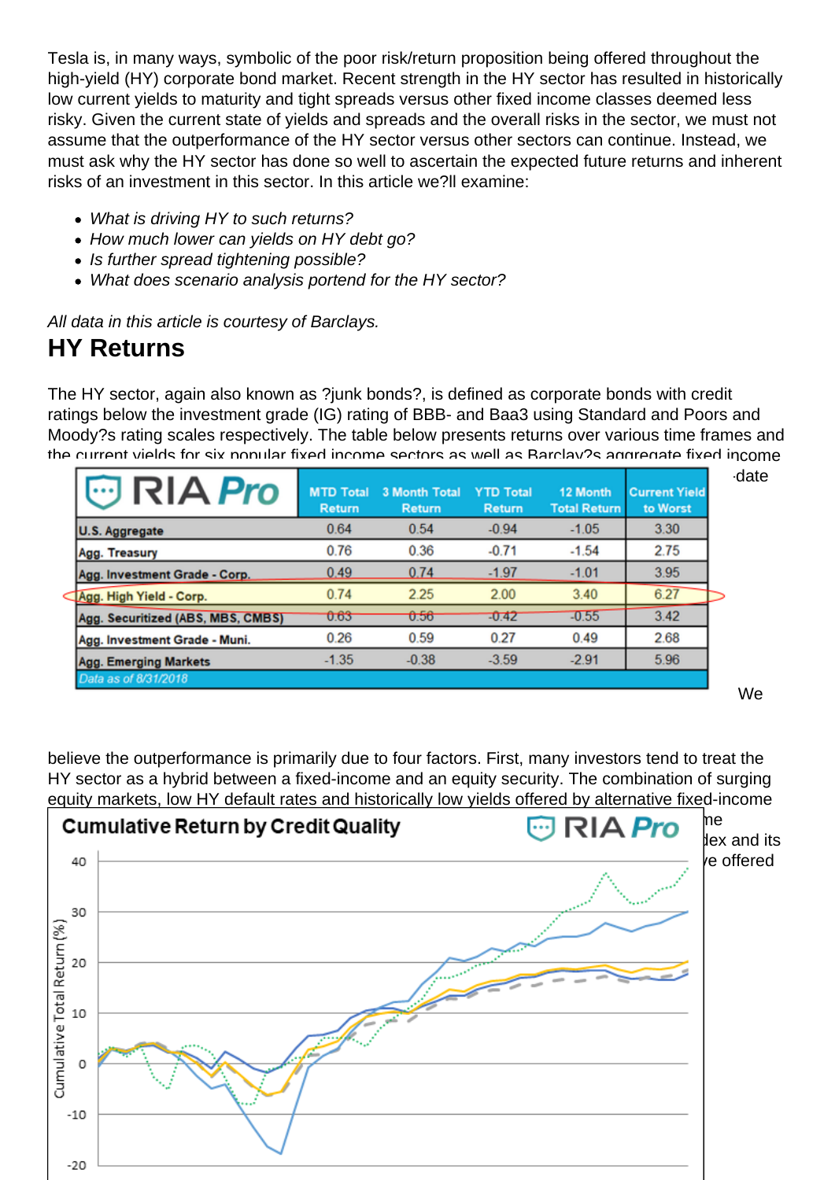Tesla is, in many ways, symbolic of the poor risk/return proposition being offered throughout the high-yield (HY) corporate bond market. Recent strength in the HY sector has resulted in historically low current yields to maturity and tight spreads versus other fixed income classes deemed less risky. Given the current state of yields and spreads and the overall risks in the sector, we must not assume that the outperformance of the HY sector versus other sectors can continue. Instead, we must ask why the HY sector has done so well to ascertain the expected future returns and inherent risks of an investment in this sector. In this article we?ll examine:

- *What is driving HY to such returns?*
- *How much lower can yields on HY debt go?*
- *Is further spread tightening possible?*
- *What does scenario analysis portend for the HY sector?*

*All data in this article is courtesy of Barclays.*

## HY Returns

The HY sector, again also known as ?junk bonds?, is defined as corporate bonds with credit ratings below the investment grade (IG) rating of BBB- and Baa3 using Standard and Poors and Moody?s rating scales respectively. The table below presents returns over various time frames and the current yields for six popular fixed income sectors as well as Barclay?s aggregate fixed income date

| RIA Pro | MTD Total Return | 3 Month Total Return | YTD Total Return | 12 Month Total Return | Current Yield to Worst |
|---|---|---|---|---|---|
| U.S. Aggregate | 0.64 | 0.54 | -0.94 | -1.05 | 3.30 |
| Agg. Treasury | 0.76 | 0.36 | -0.71 | -1.54 | 2.75 |
| Agg. Investment Grade - Corp. | 0.49 | 0.74 | -1.97 | -1.01 | 3.95 |
| Agg. High Yield - Corp. | 0.74 | 2.25 | 2.00 | 3.40 | 6.27 |
| Agg. Securitized (ABS, MBS, CMBS) | 0.63 | 0.56 | -0.42 | -0.55 | 3.42 |
| Agg. Investment Grade - Muni. | 0.26 | 0.59 | 0.27 | 0.49 | 2.68 |
| Agg. Emerging Markets | -1.35 | -0.38 | -3.59 | -2.91 | 5.96 |

*Data as of 8/31/2018*

We believe the outperformance is primarily due to four factors. First, many investors tend to treat the HY sector as a hybrid between a fixed-income and an equity security. The combination of surging equity markets, low HY default rates and historically low yields offered by alternative fixed-income ...ne ...dex and its ...e offered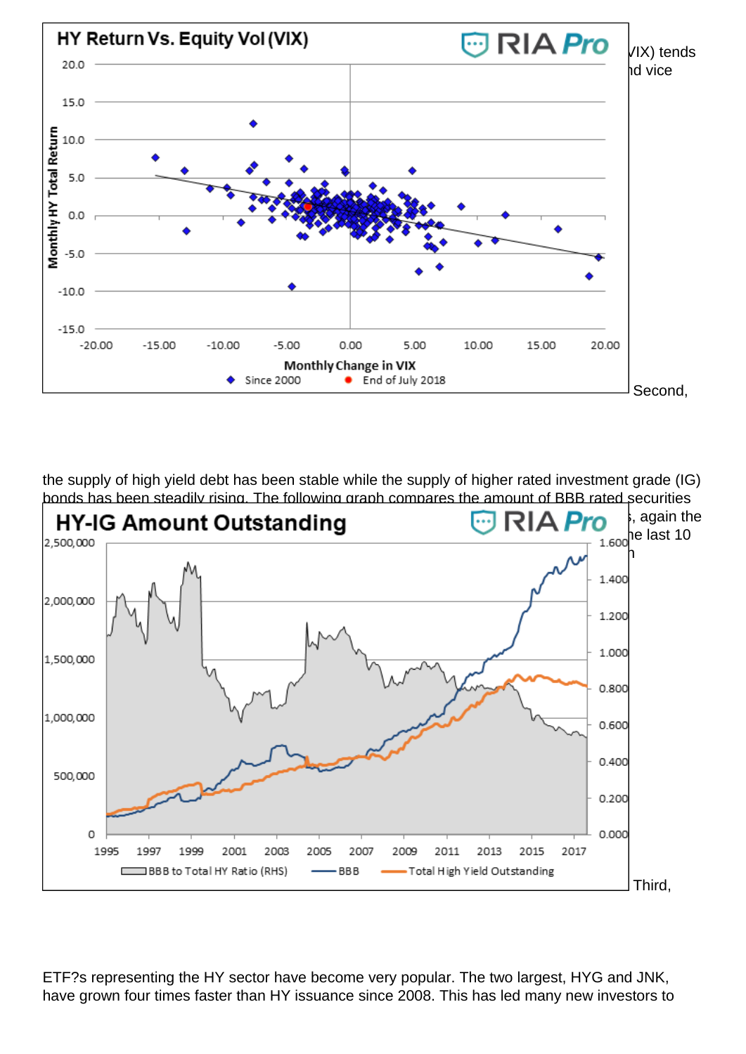VIX) tends
nd vice

HY Return Vs. Equity Vol (VIX)

Second,

the supply of high yield debt has been stable while the supply of higher rated investment grade (IG) bonds has been steadily rising. The following graph compares the amount of BBB rated securities

, again the
he last 10
h

HY-IG Amount Outstanding

Third,

ETF?s representing the HY sector have become very popular. The two largest, HYG and JNK, have grown four times faster than HY issuance since 2008. This has led many new investors to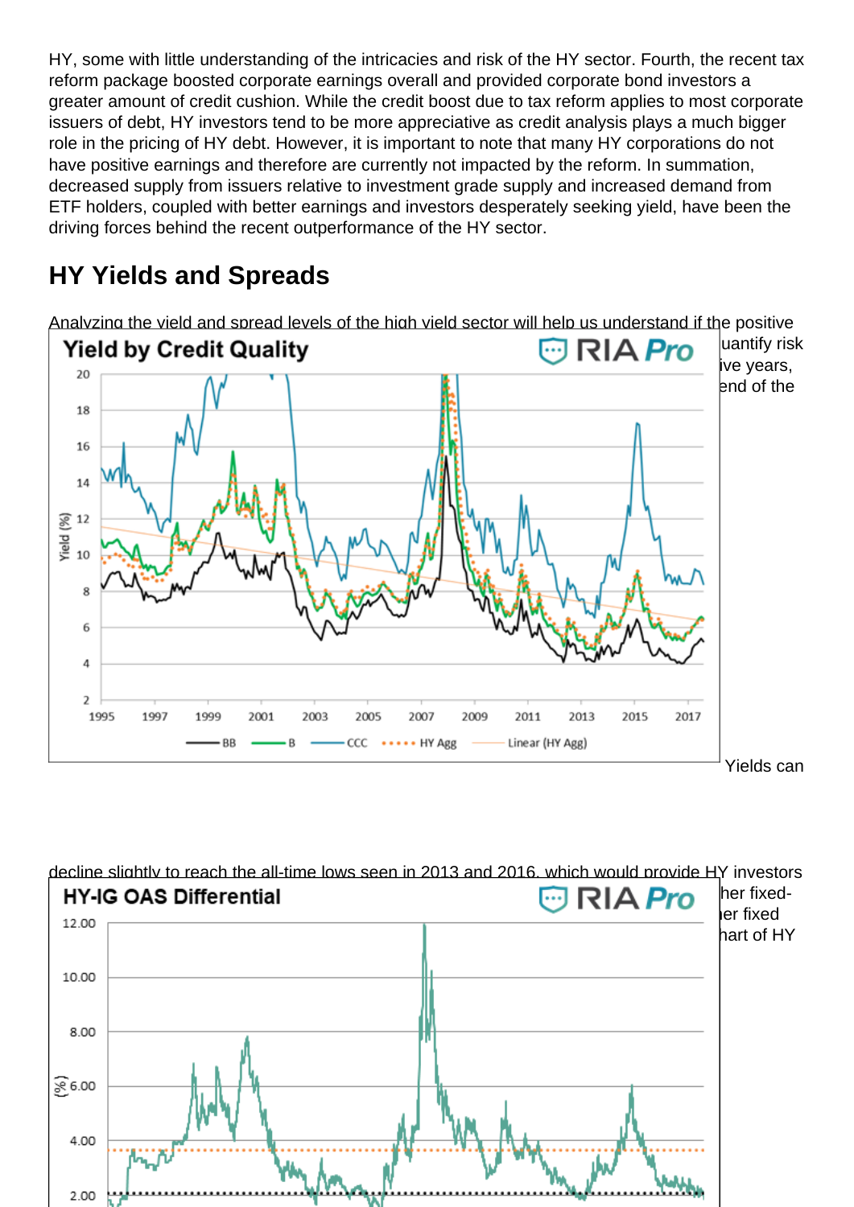HY, some with little understanding of the intricacies and risk of the HY sector. Fourth, the recent tax reform package boosted corporate earnings overall and provided corporate bond investors a greater amount of credit cushion. While the credit boost due to tax reform applies to most corporate issuers of debt, HY investors tend to be more appreciative as credit analysis plays a much bigger role in the pricing of HY debt. However, it is important to note that many HY corporations do not have positive earnings and therefore are currently not impacted by the reform. In summation, decreased supply from issuers relative to investment grade supply and increased demand from ETF holders, coupled with better earnings and investors desperately seeking yield, have been the driving forces behind the recent outperformance of the HY sector.

## HY Yields and Spreads

Analyzing the yield and spread levels of the high yield sector will help us understand if the positive ... uantify risk ... ive years, ... end of the ... Yields can

decline slightly to reach the all-time lows seen in 2013 and 2016, which would provide HY investors ... her fixed- ... her fixed ... hart of HY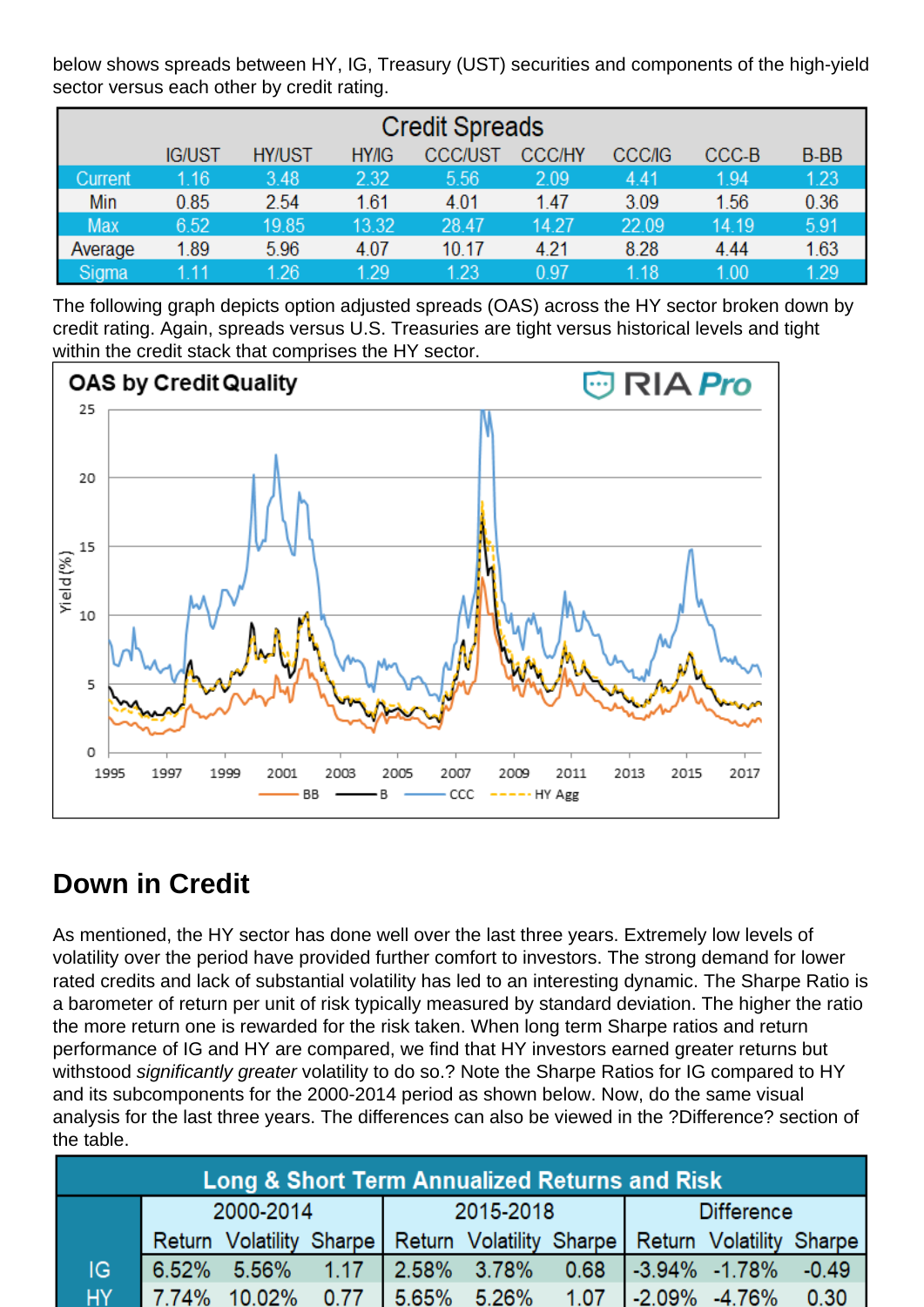below shows spreads between HY, IG, Treasury (UST) securities and components of the high-yield sector versus each other by credit rating.

| Credit Spreads | | | | | | | | |
|---|---|---|---|---|---|---|---|---|
| | IG/UST | HY/UST | HY/IG | CCC/UST | CCC/HY | CCC/IG | CCC-B | B-BB |
| Current | 1.16 | 3.48 | 2.32 | 5.56 | 2.09 | 4.41 | 1.94 | 1.23 |
| Min | 0.85 | 2.54 | 1.61 | 4.01 | 1.47 | 3.09 | 1.56 | 0.36 |
| Max | 6.52 | 19.85 | 13.32 | 28.47 | 14.27 | 22.09 | 14.19 | 5.91 |
| Average | 1.89 | 5.96 | 4.07 | 10.17 | 4.21 | 8.28 | 4.44 | 1.63 |
| Sigma | 1.11 | 1.26 | 1.29 | 1.23 | 0.97 | 1.18 | 1.00 | 1.29 |

The following graph depicts option adjusted spreads (OAS) across the HY sector broken down by credit rating. Again, spreads versus U.S. Treasuries are tight versus historical levels and tight within the credit stack that comprises the HY sector.

## Down in Credit

As mentioned, the HY sector has done well over the last three years. Extremely low levels of volatility over the period have provided further comfort to investors. The strong demand for lower rated credits and lack of substantial volatility has led to an interesting dynamic. The Sharpe Ratio is a barometer of return per unit of risk typically measured by standard deviation. The higher the ratio the more return one is rewarded for the risk taken. When long term Sharpe ratios and return performance of IG and HY are compared, we find that HY investors earned greater returns but withstood *significantly greater* volatility to do so.? Note the Sharpe Ratios for IG compared to HY and its subcomponents for the 2000-2014 period as shown below. Now, do the same visual analysis for the last three years. The differences can also be viewed in the ?Difference? section of the table.

| Long & Short Term Annualized Returns and Risk | | | | | | | | | |
|---|---|---|---|---|---|---|---|---|---|
| | 2000-2014 | | | 2015-2018 | | | Difference | | |
| | Return | Volatility | Sharpe | Return | Volatility | Sharpe | Return | Volatility | Sharpe |
| IG | 6.52% | 5.56% | 1.17 | 2.58% | 3.78% | 0.68 | -3.94% | -1.78% | -0.49 |
| HY | 7.74% | 10.02% | 0.77 | 5.65% | 5.26% | 1.07 | -2.09% | -4.76% | 0.30 |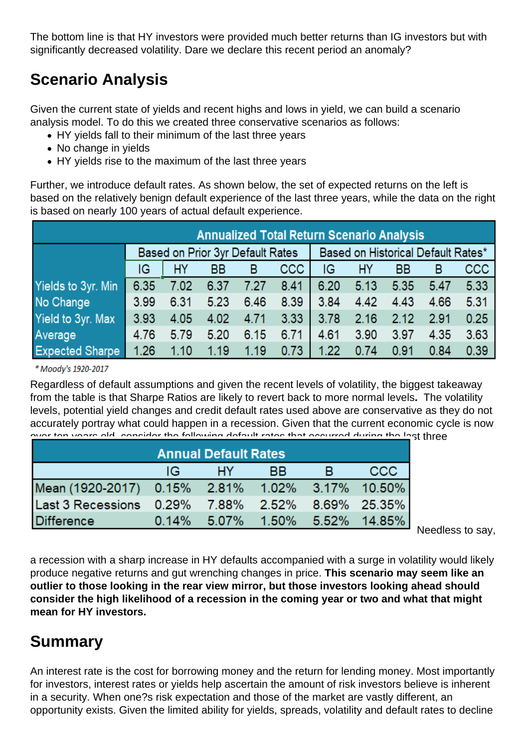The bottom line is that HY investors were provided much better returns than IG investors but with significantly decreased volatility. Dare we declare this recent period an anomaly?

## Scenario Analysis

Given the current state of yields and recent highs and lows in yield, we can build a scenario analysis model. To do this we created three conservative scenarios as follows:

- HY yields fall to their minimum of the last three years
- No change in yields
- HY yields rise to the maximum of the last three years

Further, we introduce default rates. As shown below, the set of expected returns on the left is based on the relatively benign default experience of the last three years, while the data on the right is based on nearly 100 years of actual default experience.

| Annualized Total Return Scenario Analysis | | | | | | | | | | |
|---|---|---|---|---|---|---|---|---|---|---|
| | Based on Prior 3yr Default Rates | | | | | Based on Historical Default Rates* | | | | |
| | IG | HY | BB | B | CCC | IG | HY | BB | B | CCC |
| Yields to 3yr. Min | 6.35 | 7.02 | 6.37 | 7.27 | 8.41 | 6.20 | 5.13 | 5.35 | 5.47 | 5.33 |
| No Change | 3.99 | 6.31 | 5.23 | 6.46 | 8.39 | 3.84 | 4.42 | 4.43 | 4.66 | 5.31 |
| Yield to 3yr. Max | 3.93 | 4.05 | 4.02 | 4.71 | 3.33 | 3.78 | 2.16 | 2.12 | 2.91 | 0.25 |
| Average | 4.76 | 5.79 | 5.20 | 6.15 | 6.71 | 4.61 | 3.90 | 3.97 | 4.35 | 3.63 |
| Expected Sharpe | 1.26 | 1.10 | 1.19 | 1.19 | 0.73 | 1.22 | 0.74 | 0.91 | 0.84 | 0.39 |

*\* Moody's 1920-2017*

Regardless of default assumptions and given the recent levels of volatility, the biggest takeaway from the table is that Sharpe Ratios are likely to revert back to more normal levels**.** The volatility levels, potential yield changes and credit default rates used above are conservative as they do not accurately portray what could happen in a recession. Given that the current economic cycle is now over ten years old, consider the following default rates that occurred during the last three

| Annual Default Rates | | | | | |
|---|---|---|---|---|---|
| | IG | HY | BB | B | CCC |
| Mean (1920-2017) | 0.15% | 2.81% | 1.02% | 3.17% | 10.50% |
| Last 3 Recessions | 0.29% | 7.88% | 2.52% | 8.69% | 25.35% |
| Difference | 0.14% | 5.07% | 1.50% | 5.52% | 14.85% |

Needless to say, a recession with a sharp increase in HY defaults accompanied with a surge in volatility would likely produce negative returns and gut wrenching changes in price. **This scenario may seem like an outlier to those looking in the rear view mirror, but those investors looking ahead should consider the high likelihood of a recession in the coming year or two and what that might mean for HY investors.**

## Summary

An interest rate is the cost for borrowing money and the return for lending money. Most importantly for investors, interest rates or yields help ascertain the amount of risk investors believe is inherent in a security. When one?s risk expectation and those of the market are vastly different, an opportunity exists. Given the limited ability for yields, spreads, volatility and default rates to decline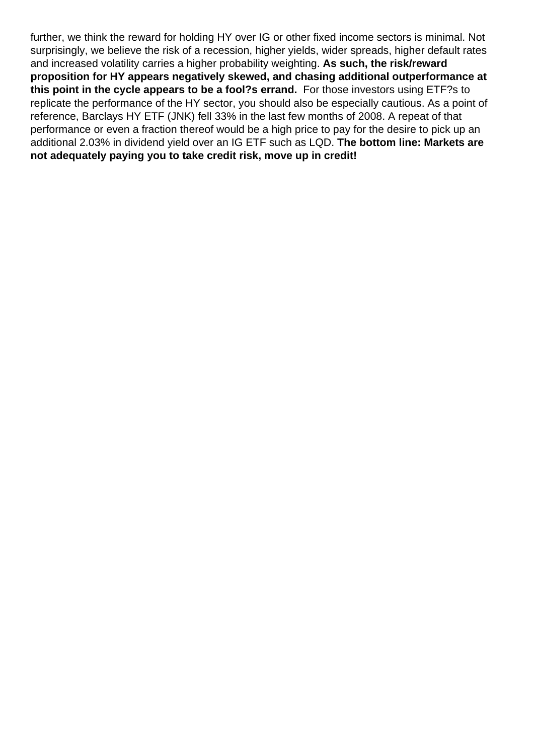further, we think the reward for holding HY over IG or other fixed income sectors is minimal. Not surprisingly, we believe the risk of a recession, higher yields, wider spreads, higher default rates and increased volatility carries a higher probability weighting. **As such, the risk/reward proposition for HY appears negatively skewed, and chasing additional outperformance at this point in the cycle appears to be a fool?s errand.** For those investors using ETF?s to replicate the performance of the HY sector, you should also be especially cautious. As a point of reference, Barclays HY ETF (JNK) fell 33% in the last few months of 2008. A repeat of that performance or even a fraction thereof would be a high price to pay for the desire to pick up an additional 2.03% in dividend yield over an IG ETF such as LQD. **The bottom line: Markets are not adequately paying you to take credit risk, move up in credit!**